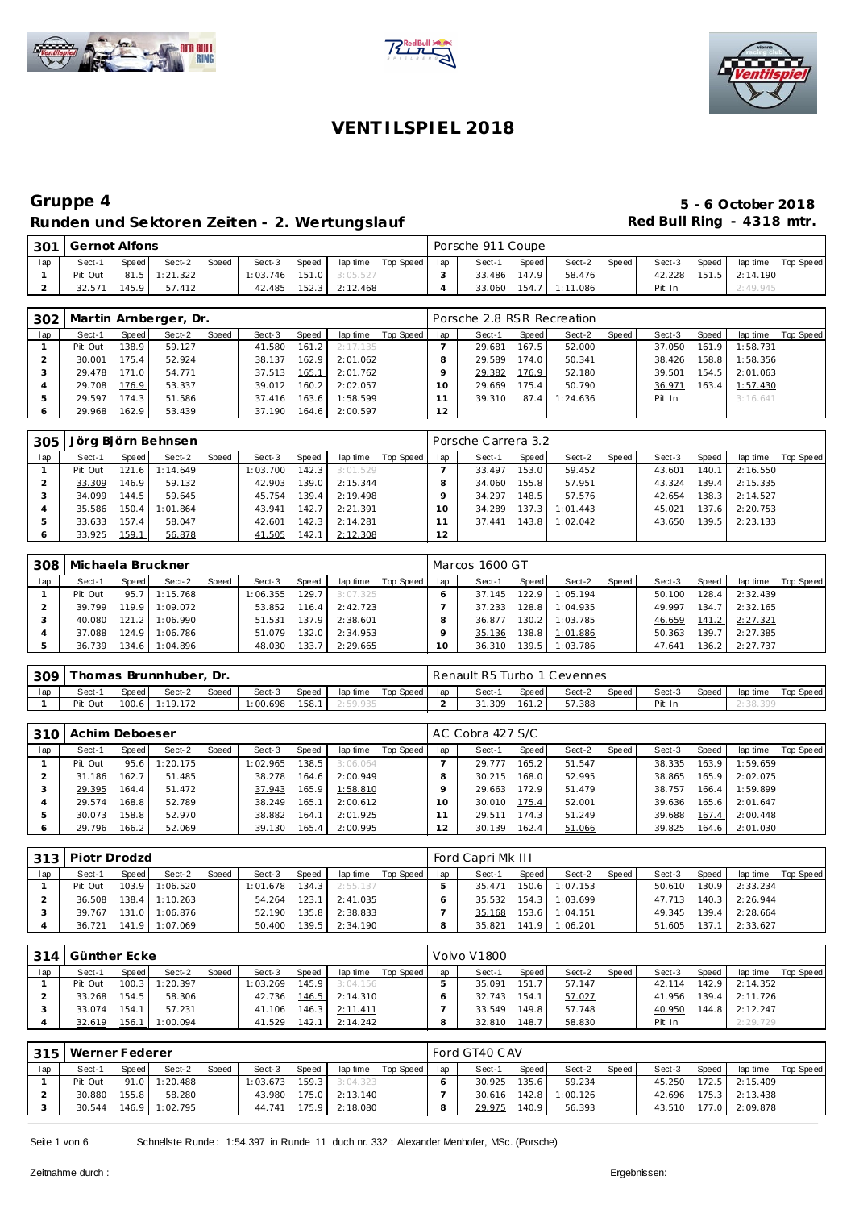# VENTILSPIEL 2018

## Gruppe 4

**Runden und Sektoren Zeiten - 2. Wertungslauf**

**5 - 6 October 2018**
**Red Bull Ring - 4318 mtr.**

| 301 | Gernot Alfons | | | | | | | | Porsche 911 Coupe | | | | | | | | |
|---|---|---|---|---|---|---|---|---|---|---|---|---|---|---|---|---|---|
| lap | Sect-1 | Speed | Sect-2 | Speed | Sect-3 | Speed | lap time | Top Speed | lap | Sect-1 | Speed | Sect-2 | Speed | Sect-3 | Speed | lap time | Top Speed |
| 1 | Pit Out | 81.5 | 1:21.322 | | 1:03.746 | 151.0 | 3:05.527 | | 3 | 33.486 | 147.9 | 58.476 | | 42.228 | 151.5 | 2:14.190 | |
| 2 | 32.571 | 145.9 | 57.412 | | 42.485 | 152.3 | 2:12.468 | | 4 | 33.060 | 154.7 | 1:11.086 | | Pit In | | 2:49.945 | |

| 302 | Martin Arnberger, Dr. | | | | | | | | Porsche 2.8 RSR Recreation | | | | | | | | |
|---|---|---|---|---|---|---|---|---|---|---|---|---|---|---|---|---|---|
| lap | Sect-1 | Speed | Sect-2 | Speed | Sect-3 | Speed | lap time | Top Speed | lap | Sect-1 | Speed | Sect-2 | Speed | Sect-3 | Speed | lap time | Top Speed |
| 1 | Pit Out | 138.9 | 59.127 | | 41.580 | 161.2 | 2:17.135 | | 7 | 29.681 | 167.5 | 52.000 | | 37.050 | 161.9 | 1:58.731 | |
| 2 | 30.001 | 175.4 | 52.924 | | 38.137 | 162.9 | 2:01.062 | | 8 | 29.589 | 174.0 | 50.341 | | 38.426 | 158.8 | 1:58.356 | |
| 3 | 29.478 | 171.0 | 54.771 | | 37.513 | 165.1 | 2:01.762 | | 9 | 29.382 | 176.9 | 52.180 | | 39.501 | 154.5 | 2:01.063 | |
| 4 | 29.708 | 176.9 | 53.337 | | 39.012 | 160.2 | 2:02.057 | | 10 | 29.669 | 175.4 | 50.790 | | 36.971 | 163.4 | 1:57.430 | |
| 5 | 29.597 | 174.3 | 51.586 | | 37.416 | 163.6 | 1:58.599 | | 11 | 39.310 | 87.4 | 1:24.636 | | Pit In | | 3:16.641 | |
| 6 | 29.968 | 162.9 | 53.439 | | 37.190 | 164.6 | 2:00.597 | | 12 | | | | | | | | |

| 305 | Jörg Björn Behnsen | | | | | | | | Porsche Carrera 3.2 | | | | | | | | |
|---|---|---|---|---|---|---|---|---|---|---|---|---|---|---|---|---|---|
| lap | Sect-1 | Speed | Sect-2 | Speed | Sect-3 | Speed | lap time | Top Speed | lap | Sect-1 | Speed | Sect-2 | Speed | Sect-3 | Speed | lap time | Top Speed |
| 1 | Pit Out | 121.6 | 1:14.649 | | 1:03.700 | 142.3 | 3:01.529 | | 7 | 33.497 | 153.0 | 59.452 | | 43.601 | 140.1 | 2:16.550 | |
| 2 | 33.309 | 146.9 | 59.132 | | 42.903 | 139.0 | 2:15.344 | | 8 | 34.060 | 155.8 | 57.951 | | 43.324 | 139.4 | 2:15.335 | |
| 3 | 34.099 | 144.5 | 59.645 | | 45.754 | 139.4 | 2:19.498 | | 9 | 34.297 | 148.5 | 57.576 | | 42.654 | 138.3 | 2:14.527 | |
| 4 | 35.586 | 150.4 | 1:01.864 | | 43.941 | 142.7 | 2:21.391 | | 10 | 34.289 | 137.3 | 1:01.443 | | 45.021 | 137.6 | 2:20.753 | |
| 5 | 33.633 | 157.4 | 58.047 | | 42.601 | 142.3 | 2:14.281 | | 11 | 37.441 | 143.8 | 1:02.042 | | 43.650 | 139.5 | 2:23.133 | |
| 6 | 33.925 | 159.1 | 56.878 | | 41.505 | 142.1 | 2:12.308 | | 12 | | | | | | | | |

| 308 | Michaela Bruckner | | | | | | | | Marcos 1600 GT | | | | | | | | |
|---|---|---|---|---|---|---|---|---|---|---|---|---|---|---|---|---|---|
| lap | Sect-1 | Speed | Sect-2 | Speed | Sect-3 | Speed | lap time | Top Speed | lap | Sect-1 | Speed | Sect-2 | Speed | Sect-3 | Speed | lap time | Top Speed |
| 1 | Pit Out | 95.7 | 1:15.768 | | 1:06.355 | 129.7 | 3:07.325 | | 6 | 37.145 | 122.9 | 1:05.194 | | 50.100 | 128.4 | 2:32.439 | |
| 2 | 39.799 | 119.9 | 1:09.072 | | 53.852 | 116.4 | 2:42.723 | | 7 | 37.233 | 128.8 | 1:04.935 | | 49.997 | 134.7 | 2:32.165 | |
| 3 | 40.080 | 121.2 | 1:06.990 | | 51.531 | 137.9 | 2:38.601 | | 8 | 36.877 | 130.2 | 1:03.785 | | 46.659 | 141.2 | 2:27.321 | |
| 4 | 37.088 | 124.9 | 1:06.786 | | 51.079 | 132.0 | 2:34.953 | | 9 | 35.136 | 138.8 | 1:01.886 | | 50.363 | 139.7 | 2:27.385 | |
| 5 | 36.739 | 134.6 | 1:04.896 | | 48.030 | 133.7 | 2:29.665 | | 10 | 36.310 | 139.5 | 1:03.786 | | 47.641 | 136.2 | 2:27.737 | |

| 309 | Thomas Brunnhuber, Dr. | | | | | | | | Renault R5 Turbo 1 Cevennes | | | | | | | | |
|---|---|---|---|---|---|---|---|---|---|---|---|---|---|---|---|---|---|
| lap | Sect-1 | Speed | Sect-2 | Speed | Sect-3 | Speed | lap time | Top Speed | lap | Sect-1 | Speed | Sect-2 | Speed | Sect-3 | Speed | lap time | Top Speed |
| 1 | Pit Out | 100.6 | 1:19.172 | | 1:00.698 | 158.1 | 2:59.935 | | 2 | 31.309 | 161.2 | 57.388 | | Pit In | | 2:38.399 | |

| 310 | Achim Deboeser | | | | | | | | AC Cobra 427 S/C | | | | | | | | |
|---|---|---|---|---|---|---|---|---|---|---|---|---|---|---|---|---|---|
| lap | Sect-1 | Speed | Sect-2 | Speed | Sect-3 | Speed | lap time | Top Speed | lap | Sect-1 | Speed | Sect-2 | Speed | Sect-3 | Speed | lap time | Top Speed |
| 1 | Pit Out | 95.6 | 1:20.175 | | 1:02.965 | 138.5 | 3:06.064 | | 7 | 29.777 | 165.2 | 51.547 | | 38.335 | 163.9 | 1:59.659 | |
| 2 | 31.186 | 162.7 | 51.485 | | 38.278 | 164.6 | 2:00.949 | | 8 | 30.215 | 168.0 | 52.995 | | 38.865 | 165.9 | 2:02.075 | |
| 3 | 29.395 | 164.4 | 51.472 | | 37.943 | 165.9 | 1:58.810 | | 9 | 29.663 | 172.9 | 51.479 | | 38.757 | 166.4 | 1:59.899 | |
| 4 | 29.574 | 168.8 | 52.789 | | 38.249 | 165.1 | 2:00.612 | | 10 | 30.010 | 175.4 | 52.001 | | 39.636 | 165.6 | 2:01.647 | |
| 5 | 30.073 | 158.8 | 52.970 | | 38.882 | 164.1 | 2:01.925 | | 11 | 29.511 | 174.3 | 51.249 | | 39.688 | 167.4 | 2:00.448 | |
| 6 | 29.796 | 166.2 | 52.069 | | 39.130 | 165.4 | 2:00.995 | | 12 | 30.139 | 162.4 | 51.066 | | 39.825 | 164.6 | 2:01.030 | |

| 313 | Piotr Drodzd | | | | | | | | Ford Capri Mk III | | | | | | | | |
|---|---|---|---|---|---|---|---|---|---|---|---|---|---|---|---|---|---|
| lap | Sect-1 | Speed | Sect-2 | Speed | Sect-3 | Speed | lap time | Top Speed | lap | Sect-1 | Speed | Sect-2 | Speed | Sect-3 | Speed | lap time | Top Speed |
| 1 | Pit Out | 103.9 | 1:06.520 | | 1:01.678 | 134.3 | 2:55.137 | | 5 | 35.471 | 150.6 | 1:07.153 | | 50.610 | 130.9 | 2:33.234 | |
| 2 | 36.508 | 138.4 | 1:10.263 | | 54.264 | 123.1 | 2:41.035 | | 6 | 35.532 | 154.3 | 1:03.699 | | 47.713 | 140.3 | 2:26.944 | |
| 3 | 39.767 | 131.0 | 1:06.876 | | 52.190 | 135.8 | 2:38.833 | | 7 | 35.168 | 153.6 | 1:04.151 | | 49.345 | 139.4 | 2:28.664 | |
| 4 | 36.721 | 141.9 | 1:07.069 | | 50.400 | 139.5 | 2:34.190 | | 8 | 35.821 | 141.9 | 1:06.201 | | 51.605 | 137.1 | 2:33.627 | |

| 314 | Günther Ecke | | | | | | | | Volvo V1800 | | | | | | | | |
|---|---|---|---|---|---|---|---|---|---|---|---|---|---|---|---|---|---|
| lap | Sect-1 | Speed | Sect-2 | Speed | Sect-3 | Speed | lap time | Top Speed | lap | Sect-1 | Speed | Sect-2 | Speed | Sect-3 | Speed | lap time | Top Speed |
| 1 | Pit Out | 100.3 | 1:20.397 | | 1:03.269 | 145.9 | 3:04.156 | | 5 | 35.091 | 151.7 | 57.147 | | 42.114 | 142.9 | 2:14.352 | |
| 2 | 33.268 | 154.5 | 58.306 | | 42.736 | 146.5 | 2:14.310 | | 6 | 32.743 | 154.1 | 57.027 | | 41.956 | 139.4 | 2:11.726 | |
| 3 | 33.074 | 154.1 | 57.231 | | 41.106 | 146.3 | 2:11.411 | | 7 | 33.549 | 149.8 | 57.748 | | 40.950 | 144.8 | 2:12.247 | |
| 4 | 32.619 | 156.1 | 1:00.094 | | 41.529 | 142.1 | 2:14.242 | | 8 | 32.810 | 148.7 | 58.830 | | Pit In | | 2:29.729 | |

| 315 | Werner Federer | | | | | | | | Ford GT40 CAV | | | | | | | | |
|---|---|---|---|---|---|---|---|---|---|---|---|---|---|---|---|---|---|
| lap | Sect-1 | Speed | Sect-2 | Speed | Sect-3 | Speed | lap time | Top Speed | lap | Sect-1 | Speed | Sect-2 | Speed | Sect-3 | Speed | lap time | Top Speed |
| 1 | Pit Out | 91.0 | 1:20.488 | | 1:03.673 | 159.3 | 3:04.323 | | 6 | 30.925 | 135.6 | 59.234 | | 45.250 | 172.5 | 2:15.409 | |
| 2 | 30.880 | 155.8 | 58.280 | | 43.980 | 175.0 | 2:13.140 | | 7 | 30.616 | 142.8 | 1:00.126 | | 42.696 | 175.3 | 2:13.438 | |
| 3 | 30.544 | 146.9 | 1:02.795 | | 44.741 | 175.9 | 2:18.080 | | 8 | 29.975 | 140.9 | 56.393 | | 43.510 | 177.0 | 2:09.878 | |

Schnellste Runde : 1:54.397 in Runde 11 duch nr. 332 : Alexander Menhofer, MSc. (Porsche)

Zeitnahme durch :

Ergebnissen: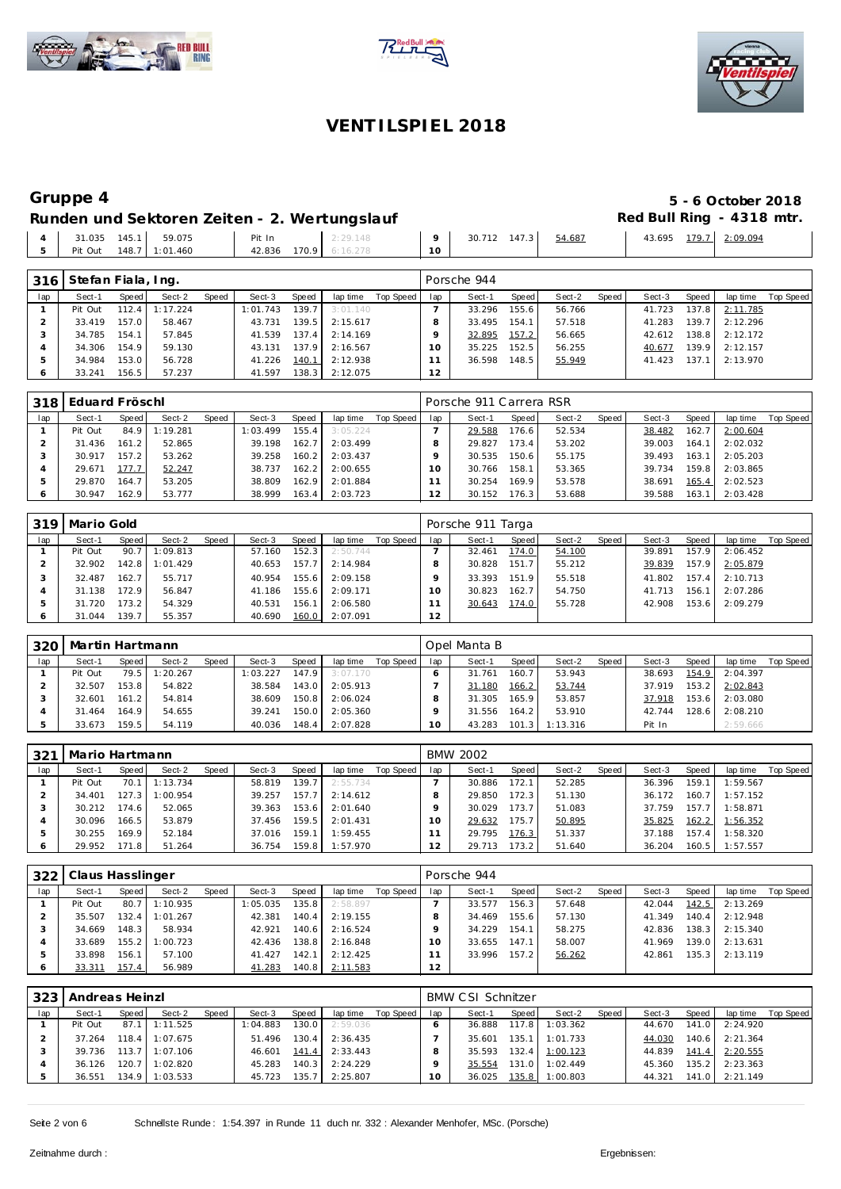# VENTILSPIEL 2018

## Gruppe 4

**5 - 6 October 2018**

### Runden und Sektoren Zeiten - 2. Wertungslauf

**Red Bull Ring - 4318 mtr.**

| lap | Sect-1 | Speed | Sect-2 | Speed | Sect-3 | Speed | lap time | Top Speed | lap | Sect-1 | Speed | Sect-2 | Speed | Sect-3 | Speed | lap time | Top Speed |
|---|---|---|---|---|---|---|---|---|---|---|---|---|---|---|---|---|---|
| 4 | 31.035 | 145.1 | 59.075 | | Pit In | | 2:29.148 | | 9 | 30.712 | 147.3 | 54.687 | | 43.695 | 179.7 | 2:09.094 | |
| 5 | Pit Out | 148.7 | 1:01.460 | | 42.836 | 170.9 | 6:16.278 | | 10 | | | | | | | | |

### 316 Stefan Fiala, Ing. — Porsche 944

| lap | Sect-1 | Speed | Sect-2 | Speed | Sect-3 | Speed | lap time | Top Speed | lap | Sect-1 | Speed | Sect-2 | Speed | Sect-3 | Speed | lap time | Top Speed |
|---|---|---|---|---|---|---|---|---|---|---|---|---|---|---|---|---|---|
| 1 | Pit Out | 112.4 | 1:17.224 | | 1:01.743 | 139.7 | 3:01.140 | | 7 | 33.296 | 155.6 | 56.766 | | 41.723 | 137.8 | 2:11.785 | |
| 2 | 33.419 | 157.0 | 58.467 | | 43.731 | 139.5 | 2:15.617 | | 8 | 33.495 | 154.1 | 57.518 | | 41.283 | 139.7 | 2:12.296 | |
| 3 | 34.785 | 154.1 | 57.845 | | 41.539 | 137.4 | 2:14.169 | | 9 | 32.895 | 157.2 | 56.665 | | 42.612 | 138.8 | 2:12.172 | |
| 4 | 34.306 | 154.9 | 59.130 | | 43.131 | 137.9 | 2:16.567 | | 10 | 35.225 | 152.5 | 56.255 | | 40.677 | 139.9 | 2:12.157 | |
| 5 | 34.984 | 153.0 | 56.728 | | 41.226 | 140.1 | 2:12.938 | | 11 | 36.598 | 148.5 | 55.949 | | 41.423 | 137.1 | 2:13.970 | |
| 6 | 33.241 | 156.5 | 57.237 | | 41.597 | 138.3 | 2:12.075 | | 12 | | | | | | | | |

### 318 Eduard Fröschl — Porsche 911 Carrera RSR

| lap | Sect-1 | Speed | Sect-2 | Speed | Sect-3 | Speed | lap time | Top Speed | lap | Sect-1 | Speed | Sect-2 | Speed | Sect-3 | Speed | lap time | Top Speed |
|---|---|---|---|---|---|---|---|---|---|---|---|---|---|---|---|---|---|
| 1 | Pit Out | 84.9 | 1:19.281 | | 1:03.499 | 155.4 | 3:05.224 | | 7 | 29.588 | 176.6 | 52.534 | | 38.482 | 162.7 | 2:00.604 | |
| 2 | 31.436 | 161.2 | 52.865 | | 39.198 | 162.7 | 2:03.499 | | 8 | 29.827 | 173.4 | 53.202 | | 39.003 | 164.1 | 2:02.032 | |
| 3 | 30.917 | 157.2 | 53.262 | | 39.258 | 160.2 | 2:03.437 | | 9 | 30.535 | 150.6 | 55.175 | | 39.493 | 163.1 | 2:05.203 | |
| 4 | 29.671 | 177.7 | 52.247 | | 38.737 | 162.2 | 2:00.655 | | 10 | 30.766 | 158.1 | 53.365 | | 39.734 | 159.8 | 2:03.865 | |
| 5 | 29.870 | 164.7 | 53.205 | | 38.809 | 162.9 | 2:01.884 | | 11 | 30.254 | 169.9 | 53.578 | | 38.691 | 165.4 | 2:02.523 | |
| 6 | 30.947 | 162.9 | 53.777 | | 38.999 | 163.4 | 2:03.723 | | 12 | 30.152 | 176.3 | 53.688 | | 39.588 | 163.1 | 2:03.428 | |

### 319 Mario Gold — Porsche 911 Targa

| lap | Sect-1 | Speed | Sect-2 | Speed | Sect-3 | Speed | lap time | Top Speed | lap | Sect-1 | Speed | Sect-2 | Speed | Sect-3 | Speed | lap time | Top Speed |
|---|---|---|---|---|---|---|---|---|---|---|---|---|---|---|---|---|---|
| 1 | Pit Out | 90.7 | 1:09.813 | | 57.160 | 152.3 | 2:50.744 | | 7 | 32.461 | 174.0 | 54.100 | | 39.891 | 157.9 | 2:06.452 | |
| 2 | 32.902 | 142.8 | 1:01.429 | | 40.653 | 157.7 | 2:14.984 | | 8 | 30.828 | 151.7 | 55.212 | | 39.839 | 157.9 | 2:05.879 | |
| 3 | 32.487 | 162.7 | 55.717 | | 40.954 | 155.6 | 2:09.158 | | 9 | 33.393 | 151.9 | 55.518 | | 41.802 | 157.4 | 2:10.713 | |
| 4 | 31.138 | 172.9 | 56.847 | | 41.186 | 155.6 | 2:09.171 | | 10 | 30.823 | 162.7 | 54.750 | | 41.713 | 156.1 | 2:07.286 | |
| 5 | 31.720 | 173.2 | 54.329 | | 40.531 | 156.1 | 2:06.580 | | 11 | 30.643 | 174.0 | 55.728 | | 42.908 | 153.6 | 2:09.279 | |
| 6 | 31.044 | 139.7 | 55.357 | | 40.690 | 160.0 | 2:07.091 | | 12 | | | | | | | | |

### 320 Martin Hartmann — Opel Manta B

| lap | Sect-1 | Speed | Sect-2 | Speed | Sect-3 | Speed | lap time | Top Speed | lap | Sect-1 | Speed | Sect-2 | Speed | Sect-3 | Speed | lap time | Top Speed |
|---|---|---|---|---|---|---|---|---|---|---|---|---|---|---|---|---|---|
| 1 | Pit Out | 79.5 | 1:20.267 | | 1:03.227 | 147.9 | 3:07.170 | | 6 | 31.761 | 160.7 | 53.943 | | 38.693 | 154.9 | 2:04.397 | |
| 2 | 32.507 | 153.8 | 54.822 | | 38.584 | 143.0 | 2:05.913 | | 7 | 31.180 | 166.2 | 53.744 | | 37.919 | 153.2 | 2:02.843 | |
| 3 | 32.601 | 161.2 | 54.814 | | 38.609 | 150.8 | 2:06.024 | | 8 | 31.305 | 165.9 | 53.857 | | 37.918 | 153.6 | 2:03.080 | |
| 4 | 31.464 | 164.9 | 54.655 | | 39.241 | 150.0 | 2:05.360 | | 9 | 31.556 | 164.2 | 53.910 | | 42.744 | 128.6 | 2:08.210 | |
| 5 | 33.673 | 159.5 | 54.119 | | 40.036 | 148.4 | 2:07.828 | | 10 | 43.283 | 101.3 | 1:13.316 | | Pit In | | 2:59.666 | |

### 321 Mario Hartmann — BMW 2002

| lap | Sect-1 | Speed | Sect-2 | Speed | Sect-3 | Speed | lap time | Top Speed | lap | Sect-1 | Speed | Sect-2 | Speed | Sect-3 | Speed | lap time | Top Speed |
|---|---|---|---|---|---|---|---|---|---|---|---|---|---|---|---|---|---|
| 1 | Pit Out | 70.1 | 1:13.734 | | 58.819 | 139.7 | 2:55.734 | | 7 | 30.886 | 172.1 | 52.285 | | 36.396 | 159.1 | 1:59.567 | |
| 2 | 34.401 | 127.3 | 1:00.954 | | 39.257 | 157.7 | 2:14.612 | | 8 | 29.850 | 172.3 | 51.130 | | 36.172 | 160.7 | 1:57.152 | |
| 3 | 30.212 | 174.6 | 52.065 | | 39.363 | 153.6 | 2:01.640 | | 9 | 30.029 | 173.7 | 51.083 | | 37.759 | 157.7 | 1:58.871 | |
| 4 | 30.096 | 166.5 | 53.879 | | 37.456 | 159.5 | 2:01.431 | | 10 | 29.632 | 175.7 | 50.895 | | 35.825 | 162.2 | 1:56.352 | |
| 5 | 30.255 | 169.9 | 52.184 | | 37.016 | 159.1 | 1:59.455 | | 11 | 29.795 | 176.3 | 51.337 | | 37.188 | 157.4 | 1:58.320 | |
| 6 | 29.952 | 171.8 | 51.264 | | 36.754 | 159.8 | 1:57.970 | | 12 | 29.713 | 173.2 | 51.640 | | 36.204 | 160.5 | 1:57.557 | |

### 322 Claus Hasslinger — Porsche 944

| lap | Sect-1 | Speed | Sect-2 | Speed | Sect-3 | Speed | lap time | Top Speed | lap | Sect-1 | Speed | Sect-2 | Speed | Sect-3 | Speed | lap time | Top Speed |
|---|---|---|---|---|---|---|---|---|---|---|---|---|---|---|---|---|---|
| 1 | Pit Out | 80.7 | 1:10.935 | | 1:05.035 | 135.8 | 2:58.897 | | 7 | 33.577 | 156.3 | 57.648 | | 42.044 | 142.5 | 2:13.269 | |
| 2 | 35.507 | 132.4 | 1:01.267 | | 42.381 | 140.4 | 2:19.155 | | 8 | 34.469 | 155.6 | 57.130 | | 41.349 | 140.4 | 2:12.948 | |
| 3 | 34.669 | 148.3 | 58.934 | | 42.921 | 140.6 | 2:16.524 | | 9 | 34.229 | 154.1 | 58.275 | | 42.836 | 138.3 | 2:15.340 | |
| 4 | 33.689 | 155.2 | 1:00.723 | | 42.436 | 138.8 | 2:16.848 | | 10 | 33.655 | 147.1 | 58.007 | | 41.969 | 139.0 | 2:13.631 | |
| 5 | 33.898 | 156.1 | 57.100 | | 41.427 | 142.1 | 2:12.425 | | 11 | 33.996 | 157.2 | 56.262 | | 42.861 | 135.3 | 2:13.119 | |
| 6 | 33.311 | 157.4 | 56.989 | | 41.283 | 140.8 | 2:11.583 | | 12 | | | | | | | | |

### 323 Andreas Heinzl — BMW CSI Schnitzer

| lap | Sect-1 | Speed | Sect-2 | Speed | Sect-3 | Speed | lap time | Top Speed | lap | Sect-1 | Speed | Sect-2 | Speed | Sect-3 | Speed | lap time | Top Speed |
|---|---|---|---|---|---|---|---|---|---|---|---|---|---|---|---|---|---|
| 1 | Pit Out | 87.1 | 1:11.525 | | 1:04.883 | 130.0 | 2:59.036 | | 6 | 36.888 | 117.8 | 1:03.362 | | 44.670 | 141.0 | 2:24.920 | |
| 2 | 37.264 | 118.4 | 1:07.675 | | 51.496 | 130.4 | 2:36.435 | | 7 | 35.601 | 135.1 | 1:01.733 | | 44.030 | 140.6 | 2:21.364 | |
| 3 | 39.736 | 113.7 | 1:07.106 | | 46.601 | 141.4 | 2:33.443 | | 8 | 35.593 | 132.4 | 1:00.123 | | 44.839 | 141.4 | 2:20.555 | |
| 4 | 36.126 | 120.7 | 1:02.820 | | 45.283 | 140.3 | 2:24.229 | | 9 | 35.554 | 131.0 | 1:02.449 | | 45.360 | 135.2 | 2:23.363 | |
| 5 | 36.551 | 134.9 | 1:03.533 | | 45.723 | 135.7 | 2:25.807 | | 10 | 36.025 | 135.8 | 1:00.803 | | 44.321 | 141.0 | 2:21.149 | |

Schnellste Runde : 1:54.397 in Runde 11 duch nr. 332 : Alexander Menhofer, MSc. (Porsche)

Zeitnahme durch :

Ergebnissen: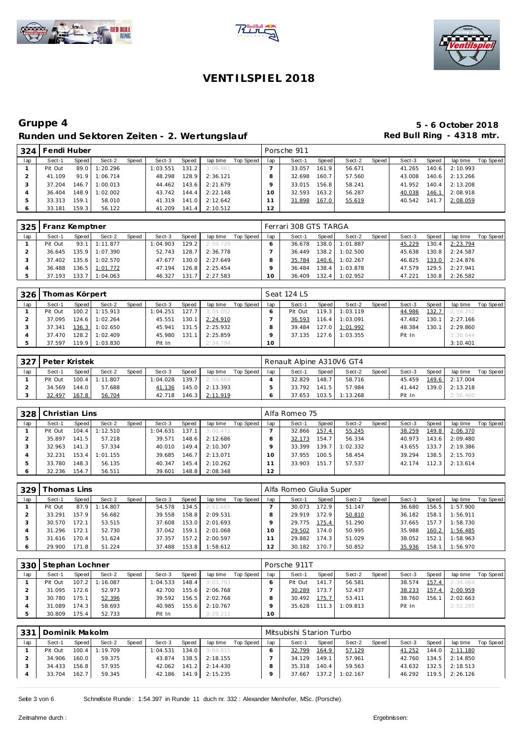# VENTILSPIEL 2018

## Gruppe 4

**5 - 6 October 2018**

### Runden und Sektoren Zeiten - 2. Wertungslauf

**Red Bull Ring - 4318 mtr.**

| 324 | Fendi Huber | | | | | | | | Porsche 911 | | | | | | | | |
|---|---|---|---|---|---|---|---|---|---|---|---|---|---|---|---|---|---|
| lap | Sect-1 | Speed | Sect-2 | Speed | Sect-3 | Speed | lap time | Top Speed | lap | Sect-1 | Speed | Sect-2 | Speed | Sect-3 | Speed | lap time | Top Speed |
| 1 | Pit Out | 89.0 | 1:20.296 | | 1:03.551 | 131.2 | 3:06.961 | | 7 | 33.057 | 161.9 | 56.671 | | 41.265 | 140.6 | 2:10.993 | |
| 2 | 41.109 | 91.9 | 1:06.714 | | 48.298 | 128.9 | 2:36.121 | | 8 | 32.698 | 160.7 | 57.560 | | 43.008 | 140.6 | 2:13.266 | |
| 3 | 37.204 | 146.7 | 1:00.013 | | 44.462 | 143.6 | 2:21.679 | | 9 | 33.015 | 156.8 | 58.241 | | 41.952 | 140.4 | 2:13.208 | |
| 4 | 36.404 | 148.9 | 1:02.002 | | 43.742 | 144.4 | 2:22.148 | | 10 | 32.593 | 163.2 | 56.287 | | 40.038 | 146.1 | 2:08.918 | |
| 5 | 33.313 | 159.1 | 58.010 | | 41.319 | 141.0 | 2:12.642 | | 11 | 31.898 | 167.0 | 55.619 | | 40.542 | 141.7 | 2:08.059 | |
| 6 | 33.181 | 159.3 | 56.122 | | 41.209 | 141.4 | 2:10.512 | | 12 | | | | | | | | |

| 325 | Franz Kemptner | | | | | | | | Ferrari 308 GTS TARGA | | | | | | | | |
|---|---|---|---|---|---|---|---|---|---|---|---|---|---|---|---|---|---|
| lap | Sect-1 | Speed | Sect-2 | Speed | Sect-3 | Speed | lap time | Top Speed | lap | Sect-1 | Speed | Sect-2 | Speed | Sect-3 | Speed | lap time | Top Speed |
| 1 | Pit Out | 93.1 | 1:11.877 | | 1:04.903 | 129.2 | 2:59.729 | | 6 | 36.678 | 138.0 | 1:01.887 | | 45.229 | 130.4 | 2:23.794 | |
| 2 | 36.645 | 135.9 | 1:07.390 | | 52.743 | 128.7 | 2:36.778 | | 7 | 36.449 | 138.2 | 1:02.500 | | 45.638 | 130.8 | 2:24.587 | |
| 3 | 37.402 | 135.6 | 1:02.570 | | 47.677 | 130.0 | 2:27.649 | | 8 | 35.784 | 140.6 | 1:02.267 | | 46.825 | 133.0 | 2:24.876 | |
| 4 | 36.488 | 136.5 | 1:01.772 | | 47.194 | 126.8 | 2:25.454 | | 9 | 36.484 | 138.4 | 1:03.878 | | 47.579 | 129.5 | 2:27.941 | |
| 5 | 37.193 | 133.7 | 1:04.063 | | 46.327 | 131.7 | 2:27.583 | | 10 | 36.409 | 132.4 | 1:02.952 | | 47.221 | 130.8 | 2:26.582 | |

| 326 | Thomas Körpert | | | | | | | | Seat 124 LS | | | | | | | | |
|---|---|---|---|---|---|---|---|---|---|---|---|---|---|---|---|---|---|
| lap | Sect-1 | Speed | Sect-2 | Speed | Sect-3 | Speed | lap time | Top Speed | lap | Sect-1 | Speed | Sect-2 | Speed | Sect-3 | Speed | lap time | Top Speed |
| 1 | Pit Out | 100.2 | 1:15.913 | | 1:04.251 | 127.7 | 3:04.052 | | 6 | Pit Out | 119.3 | 1:03.119 | | 44.986 | 132.7 | 2:58.252 | |
| 2 | 37.095 | 124.6 | 1:02.264 | | 45.551 | 130.1 | 2:24.910 | | 7 | 36.593 | 116.4 | 1:03.091 | | 47.482 | 130.1 | 2:27.166 | |
| 3 | 37.341 | 136.3 | 1:02.650 | | 45.941 | 131.5 | 2:25.932 | | 8 | 39.484 | 127.0 | 1:01.992 | | 48.384 | 130.1 | 2:29.860 | |
| 4 | 37.470 | 128.2 | 1:02.409 | | 45.980 | 131.1 | 2:25.859 | | 9 | 37.135 | 127.6 | 1:03.355 | | Pit In | | 2:30.644 | |
| 5 | 37.597 | 119.9 | 1:03.830 | | Pit In | | 2:34.794 | | 10 | | | | | | | 3:10.401 | |

| 327 | Peter Kristek | | | | | | | | Renault Alpine A310V6 GT4 | | | | | | | | |
|---|---|---|---|---|---|---|---|---|---|---|---|---|---|---|---|---|---|
| lap | Sect-1 | Speed | Sect-2 | Speed | Sect-3 | Speed | lap time | Top Speed | lap | Sect-1 | Speed | Sect-2 | Speed | Sect-3 | Speed | lap time | Top Speed |
| 1 | Pit Out | 100.4 | 1:11.807 | | 1:04.028 | 139.7 | 2:58.869 | | 4 | 32.829 | 148.7 | 58.716 | | 45.459 | 149.6 | 2:17.004 | |
| 2 | 34.569 | 144.0 | 57.688 | | 41.136 | 145.0 | 2:13.393 | | 5 | 33.792 | 141.5 | 57.984 | | 41.442 | 139.0 | 2:13.218 | |
| 3 | 32.497 | 167.8 | 56.704 | | 42.718 | 146.3 | 2:11.919 | | 6 | 37.653 | 103.5 | 1:13.268 | | Pit In | | 2:56.460 | |

| 328 | Christian Lins | | | | | | | | Alfa Romeo 75 | | | | | | | | |
|---|---|---|---|---|---|---|---|---|---|---|---|---|---|---|---|---|---|
| lap | Sect-1 | Speed | Sect-2 | Speed | Sect-3 | Speed | lap time | Top Speed | lap | Sect-1 | Speed | Sect-2 | Speed | Sect-3 | Speed | lap time | Top Speed |
| 1 | Pit Out | 104.4 | 1:12.510 | | 1:04.631 | 137.1 | 3:00.472 | | 7 | 32.866 | 157.4 | 55.245 | | 38.259 | 149.8 | 2:06.370 | |
| 2 | 35.897 | 141.5 | 57.218 | | 39.571 | 148.6 | 2:12.686 | | 8 | 32.173 | 154.7 | 56.334 | | 40.973 | 143.6 | 2:09.480 | |
| 3 | 32.963 | 141.3 | 57.334 | | 40.010 | 149.4 | 2:10.307 | | 9 | 33.399 | 139.7 | 1:02.332 | | 43.655 | 133.7 | 2:19.386 | |
| 4 | 32.231 | 153.4 | 1:01.155 | | 39.685 | 146.7 | 2:13.071 | | 10 | 37.955 | 100.5 | 58.454 | | 39.294 | 138.5 | 2:15.703 | |
| 5 | 33.780 | 148.3 | 56.135 | | 40.347 | 145.4 | 2:10.262 | | 11 | 33.903 | 151.7 | 57.537 | | 42.174 | 112.3 | 2:13.614 | |
| 6 | 32.236 | 154.7 | 56.511 | | 39.601 | 148.8 | 2:08.348 | | 12 | | | | | | | | |

| 329 | Thomas Lins | | | | | | | | Alfa Romeo Giulia Super | | | | | | | | |
|---|---|---|---|---|---|---|---|---|---|---|---|---|---|---|---|---|---|
| lap | Sect-1 | Speed | Sect-2 | Speed | Sect-3 | Speed | lap time | Top Speed | lap | Sect-1 | Speed | Sect-2 | Speed | Sect-3 | Speed | lap time | Top Speed |
| 1 | Pit Out | 87.9 | 1:14.807 | | 54.578 | 134.5 | 2:51.665 | | 7 | 30.073 | 172.9 | 51.147 | | 36.680 | 156.5 | 1:57.900 | |
| 2 | 33.291 | 157.9 | 56.682 | | 39.558 | 158.8 | 2:09.531 | | 8 | 29.919 | 172.9 | 50.810 | | 36.182 | 158.1 | 1:56.911 | |
| 3 | 30.570 | 172.1 | 53.515 | | 37.608 | 153.0 | 2:01.693 | | 9 | 29.775 | 175.4 | 51.290 | | 37.665 | 157.7 | 1:58.730 | |
| 4 | 31.296 | 172.1 | 52.730 | | 37.042 | 159.1 | 2:01.068 | | 10 | 29.502 | 174.0 | 50.995 | | 35.988 | 160.2 | 1:56.485 | |
| 5 | 31.616 | 170.4 | 51.624 | | 37.357 | 157.2 | 2:00.597 | | 11 | 29.882 | 174.3 | 51.029 | | 38.052 | 152.1 | 1:58.963 | |
| 6 | 29.900 | 171.8 | 51.224 | | 37.488 | 153.8 | 1:58.612 | | 12 | 30.182 | 170.7 | 50.852 | | 35.936 | 158.1 | 1:56.970 | |

| 330 | Stephan Lochner | | | | | | | | Porsche 911T | | | | | | | | |
|---|---|---|---|---|---|---|---|---|---|---|---|---|---|---|---|---|---|
| lap | Sect-1 | Speed | Sect-2 | Speed | Sect-3 | Speed | lap time | Top Speed | lap | Sect-1 | Speed | Sect-2 | Speed | Sect-3 | Speed | lap time | Top Speed |
| 1 | Pit Out | 107.2 | 1:16.087 | | 1:04.533 | 148.4 | 3:03.793 | | 6 | Pit Out | 141.7 | 56.581 | | 38.574 | 157.4 | 2:34.064 | |
| 2 | 31.095 | 172.6 | 52.973 | | 42.700 | 155.6 | 2:06.768 | | 7 | 30.289 | 173.7 | 52.437 | | 38.233 | 157.4 | 2:00.959 | |
| 3 | 30.780 | 175.1 | 52.396 | | 39.592 | 156.5 | 2:02.768 | | 8 | 30.492 | 175.7 | 53.411 | | 38.760 | 156.1 | 2:02.663 | |
| 4 | 31.089 | 174.3 | 58.693 | | 40.985 | 155.6 | 2:10.767 | | 9 | 35.628 | 111.3 | 1:09.813 | | Pit In | | 2:52.285 | |
| 5 | 30.809 | 175.4 | 52.733 | | Pit In | | 3:29.212 | | 10 | | | | | | | | |

| 331 | Dominik Makolm | | | | | | | | Mitsubishi Starion Turbo | | | | | | | | |
|---|---|---|---|---|---|---|---|---|---|---|---|---|---|---|---|---|---|
| lap | Sect-1 | Speed | Sect-2 | Speed | Sect-3 | Speed | lap time | Top Speed | lap | Sect-1 | Speed | Sect-2 | Speed | Sect-3 | Speed | lap time | Top Speed |
| 1 | Pit Out | 100.4 | 1:19.709 | | 1:04.531 | 134.0 | 3:04.815 | | 6 | 32.799 | 164.9 | 57.129 | | 41.252 | 144.0 | 2:11.180 | |
| 2 | 34.906 | 160.0 | 59.375 | | 43.874 | 138.5 | 2:18.155 | | 7 | 34.129 | 149.1 | 57.961 | | 42.760 | 134.5 | 2:14.850 | |
| 3 | 34.433 | 156.8 | 57.935 | | 42.062 | 141.2 | 2:14.430 | | 8 | 35.318 | 140.4 | 59.563 | | 43.632 | 132.5 | 2:18.513 | |
| 4 | 33.704 | 162.7 | 59.345 | | 42.186 | 141.9 | 2:15.235 | | 9 | 37.667 | 137.2 | 1:02.167 | | 46.292 | 119.5 | 2:26.126 | |

Schnellste Runde : 1:54.397 in Runde 11 duch nr. 332 : Alexander Menhofer, MSc. (Porsche)

Zeitnahme durch :

Ergebnissen: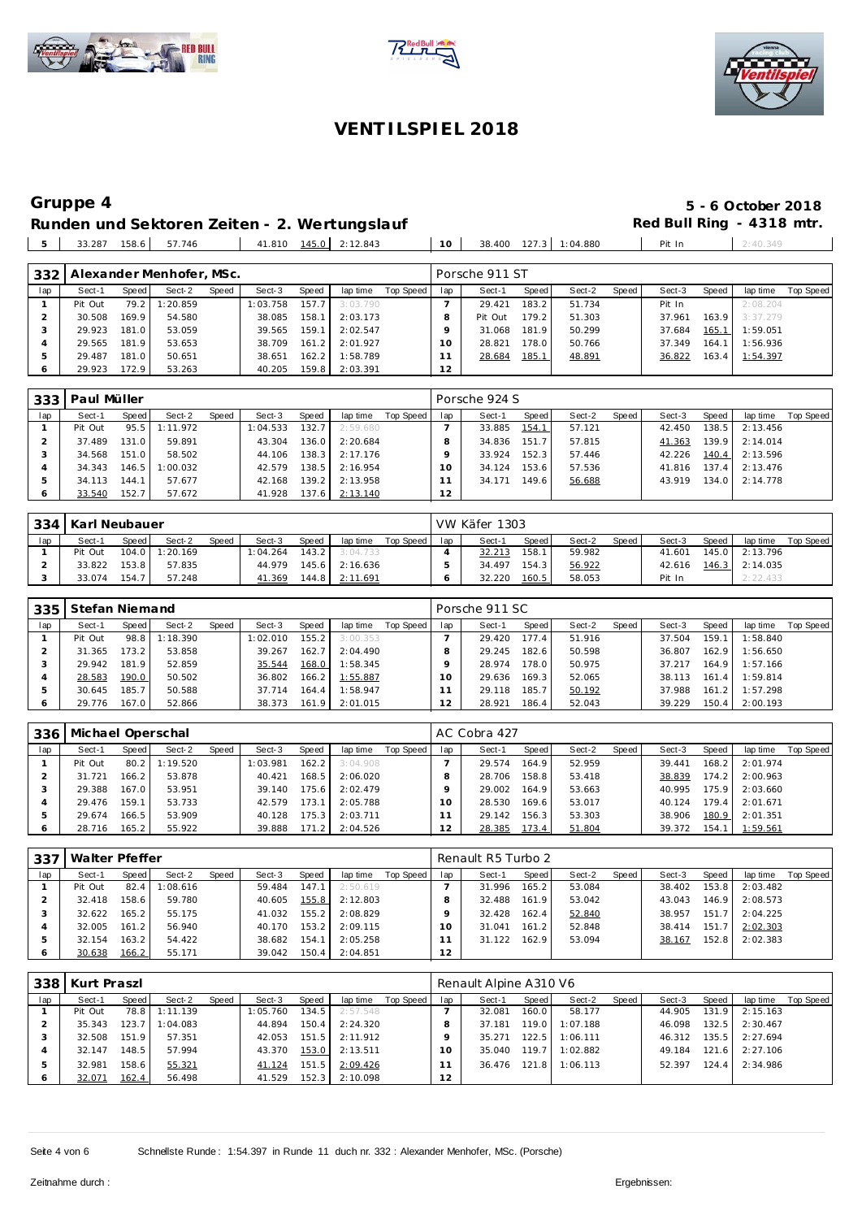# VENTILSPIEL 2018

## Gruppe 4

**5 - 6 October 2018**

### Runden und Sektoren Zeiten - 2. Wertungslauf

**Red Bull Ring - 4318 mtr.**

| 5 | 33.287 | 158.6 | 57.746 | | 41.810 | 145.0 | 2:12.843 | | 10 | 38.400 | 127.3 | 1:04.880 | | Pit In | | 2:40.349 | |
|---|---|---|---|---|---|---|---|---|---|---|---|---|---|---|---|---|---|

| 332 | Alexander Menhofer, MSc. | | | | | | | | Porsche 911 ST | | | | | | | | |
|---|---|---|---|---|---|---|---|---|---|---|---|---|---|---|---|---|---|
| lap | Sect-1 | Speed | Sect-2 | Speed | Sect-3 | Speed | lap time | Top Speed | lap | Sect-1 | Speed | Sect-2 | Speed | Sect-3 | Speed | lap time | Top Speed |
| 1 | Pit Out | 79.2 | 1:20.859 | | 1:03.758 | 157.7 | 3:03.790 | | 7 | 29.421 | 183.2 | 51.734 | | Pit In | | 2:08.204 | |
| 2 | 30.508 | 169.9 | 54.580 | | 38.085 | 158.1 | 2:03.173 | | 8 | Pit Out | 179.2 | 51.303 | | 37.961 | 163.9 | 3:37.279 | |
| 3 | 29.923 | 181.0 | 53.059 | | 39.565 | 159.1 | 2:02.547 | | 9 | 31.068 | 181.9 | 50.299 | | 37.684 | 165.1 | 1:59.051 | |
| 4 | 29.565 | 181.9 | 53.653 | | 38.709 | 161.2 | 2:01.927 | | 10 | 28.821 | 178.0 | 50.766 | | 37.349 | 164.1 | 1:56.936 | |
| 5 | 29.487 | 181.0 | 50.651 | | 38.651 | 162.2 | 1:58.789 | | 11 | 28.684 | 185.1 | 48.891 | | 36.822 | 163.4 | 1:54.397 | |
| 6 | 29.923 | 172.9 | 53.263 | | 40.205 | 159.8 | 2:03.391 | | 12 | | | | | | | | |

| 333 | Paul Müller | | | | | | | | Porsche 924 S | | | | | | | | |
|---|---|---|---|---|---|---|---|---|---|---|---|---|---|---|---|---|---|
| lap | Sect-1 | Speed | Sect-2 | Speed | Sect-3 | Speed | lap time | Top Speed | lap | Sect-1 | Speed | Sect-2 | Speed | Sect-3 | Speed | lap time | Top Speed |
| 1 | Pit Out | 95.5 | 1:11.972 | | 1:04.533 | 132.7 | 2:59.680 | | 7 | 33.885 | 154.1 | 57.121 | | 42.450 | 138.5 | 2:13.456 | |
| 2 | 37.489 | 131.0 | 59.891 | | 43.304 | 136.0 | 2:20.684 | | 8 | 34.836 | 151.7 | 57.815 | | 41.363 | 139.9 | 2:14.014 | |
| 3 | 34.568 | 151.0 | 58.502 | | 44.106 | 138.3 | 2:17.176 | | 9 | 33.924 | 152.3 | 57.446 | | 42.226 | 140.4 | 2:13.596 | |
| 4 | 34.343 | 146.5 | 1:00.032 | | 42.579 | 138.5 | 2:16.954 | | 10 | 34.124 | 153.6 | 57.536 | | 41.816 | 137.4 | 2:13.476 | |
| 5 | 34.113 | 144.1 | 57.677 | | 42.168 | 139.2 | 2:13.958 | | 11 | 34.171 | 149.6 | 56.688 | | 43.919 | 134.0 | 2:14.778 | |
| 6 | 33.540 | 152.7 | 57.672 | | 41.928 | 137.6 | 2:13.140 | | 12 | | | | | | | | |

| 334 | Karl Neubauer | | | | | | | | VW Käfer 1303 | | | | | | | | |
|---|---|---|---|---|---|---|---|---|---|---|---|---|---|---|---|---|---|
| lap | Sect-1 | Speed | Sect-2 | Speed | Sect-3 | Speed | lap time | Top Speed | lap | Sect-1 | Speed | Sect-2 | Speed | Sect-3 | Speed | lap time | Top Speed |
| 1 | Pit Out | 104.0 | 1:20.169 | | 1:04.264 | 143.2 | 3:04.733 | | 4 | 32.213 | 158.1 | 59.982 | | 41.601 | 145.0 | 2:13.796 | |
| 2 | 33.822 | 153.8 | 57.835 | | 44.979 | 145.6 | 2:16.636 | | 5 | 34.497 | 154.3 | 56.922 | | 42.616 | 146.3 | 2:14.035 | |
| 3 | 33.074 | 154.7 | 57.248 | | 41.369 | 144.8 | 2:11.691 | | 6 | 32.220 | 160.5 | 58.053 | | Pit In | | 2:22.433 | |

| 335 | Stefan Niemand | | | | | | | | Porsche 911 SC | | | | | | | | |
|---|---|---|---|---|---|---|---|---|---|---|---|---|---|---|---|---|---|
| lap | Sect-1 | Speed | Sect-2 | Speed | Sect-3 | Speed | lap time | Top Speed | lap | Sect-1 | Speed | Sect-2 | Speed | Sect-3 | Speed | lap time | Top Speed |
| 1 | Pit Out | 98.8 | 1:18.390 | | 1:02.010 | 155.2 | 3:00.353 | | 7 | 29.420 | 177.4 | 51.916 | | 37.504 | 159.1 | 1:58.840 | |
| 2 | 31.365 | 173.2 | 53.858 | | 39.267 | 162.7 | 2:04.490 | | 8 | 29.245 | 182.6 | 50.598 | | 36.807 | 162.9 | 1:56.650 | |
| 3 | 29.942 | 181.9 | 52.859 | | 35.544 | 168.0 | 1:58.345 | | 9 | 28.974 | 178.0 | 50.975 | | 37.217 | 164.9 | 1:57.166 | |
| 4 | 28.583 | 190.0 | 50.502 | | 36.802 | 166.2 | 1:55.887 | | 10 | 29.636 | 169.3 | 52.065 | | 38.113 | 161.4 | 1:59.814 | |
| 5 | 30.645 | 185.7 | 50.588 | | 37.714 | 164.4 | 1:58.947 | | 11 | 29.118 | 185.7 | 50.192 | | 37.988 | 161.2 | 1:57.298 | |
| 6 | 29.776 | 167.0 | 52.866 | | 38.373 | 161.9 | 2:01.015 | | 12 | 28.921 | 186.4 | 52.043 | | 39.229 | 150.4 | 2:00.193 | |

| 336 | Michael Operschal | | | | | | | | AC Cobra 427 | | | | | | | | |
|---|---|---|---|---|---|---|---|---|---|---|---|---|---|---|---|---|---|
| lap | Sect-1 | Speed | Sect-2 | Speed | Sect-3 | Speed | lap time | Top Speed | lap | Sect-1 | Speed | Sect-2 | Speed | Sect-3 | Speed | lap time | Top Speed |
| 1 | Pit Out | 80.2 | 1:19.520 | | 1:03.981 | 162.2 | 3:04.908 | | 7 | 29.574 | 164.9 | 52.959 | | 39.441 | 168.2 | 2:01.974 | |
| 2 | 31.721 | 166.2 | 53.878 | | 40.421 | 168.5 | 2:06.020 | | 8 | 28.706 | 158.8 | 53.418 | | 38.839 | 174.2 | 2:00.963 | |
| 3 | 29.388 | 167.0 | 53.951 | | 39.140 | 175.6 | 2:02.479 | | 9 | 29.002 | 164.9 | 53.663 | | 40.995 | 175.9 | 2:03.660 | |
| 4 | 29.476 | 159.1 | 53.733 | | 42.579 | 173.1 | 2:05.788 | | 10 | 28.530 | 169.6 | 53.017 | | 40.124 | 179.4 | 2:01.671 | |
| 5 | 29.674 | 166.5 | 53.909 | | 40.128 | 175.3 | 2:03.711 | | 11 | 29.142 | 156.3 | 53.303 | | 38.906 | 180.9 | 2:01.351 | |
| 6 | 28.716 | 165.2 | 55.922 | | 39.888 | 171.2 | 2:04.526 | | 12 | 28.385 | 173.4 | 51.804 | | 39.372 | 154.1 | 1:59.561 | |

| 337 | Walter Pfeffer | | | | | | | | Renault R5 Turbo 2 | | | | | | | | |
|---|---|---|---|---|---|---|---|---|---|---|---|---|---|---|---|---|---|
| lap | Sect-1 | Speed | Sect-2 | Speed | Sect-3 | Speed | lap time | Top Speed | lap | Sect-1 | Speed | Sect-2 | Speed | Sect-3 | Speed | lap time | Top Speed |
| 1 | Pit Out | 82.4 | 1:08.616 | | 59.484 | 147.1 | 2:50.619 | | 7 | 31.996 | 165.2 | 53.084 | | 38.402 | 153.8 | 2:03.482 | |
| 2 | 32.418 | 158.6 | 59.780 | | 40.605 | 155.8 | 2:12.803 | | 8 | 32.488 | 161.9 | 53.042 | | 43.043 | 146.9 | 2:08.573 | |
| 3 | 32.622 | 165.2 | 55.175 | | 41.032 | 155.2 | 2:08.829 | | 9 | 32.428 | 162.4 | 52.840 | | 38.957 | 151.7 | 2:04.225 | |
| 4 | 32.005 | 161.2 | 56.940 | | 40.170 | 153.2 | 2:09.115 | | 10 | 31.041 | 161.2 | 52.848 | | 38.414 | 151.7 | 2:02.303 | |
| 5 | 32.154 | 163.2 | 54.422 | | 38.682 | 154.1 | 2:05.258 | | 11 | 31.122 | 162.9 | 53.094 | | 38.167 | 152.8 | 2:02.383 | |
| 6 | 30.638 | 166.2 | 55.171 | | 39.042 | 150.4 | 2:04.851 | | 12 | | | | | | | | |

| 338 | Kurt Praszl | | | | | | | | Renault Alpine A310 V6 | | | | | | | | |
|---|---|---|---|---|---|---|---|---|---|---|---|---|---|---|---|---|---|
| lap | Sect-1 | Speed | Sect-2 | Speed | Sect-3 | Speed | lap time | Top Speed | lap | Sect-1 | Speed | Sect-2 | Speed | Sect-3 | Speed | lap time | Top Speed |
| 1 | Pit Out | 78.8 | 1:11.139 | | 1:05.760 | 134.5 | 2:57.548 | | 7 | 32.081 | 160.0 | 58.177 | | 44.905 | 131.9 | 2:15.163 | |
| 2 | 35.343 | 123.7 | 1:04.083 | | 44.894 | 150.4 | 2:24.320 | | 8 | 37.181 | 119.0 | 1:07.188 | | 46.098 | 132.5 | 2:30.467 | |
| 3 | 32.508 | 151.9 | 57.351 | | 42.053 | 151.5 | 2:11.912 | | 9 | 35.271 | 122.5 | 1:06.111 | | 46.312 | 135.5 | 2:27.694 | |
| 4 | 32.147 | 148.5 | 57.994 | | 43.370 | 153.0 | 2:13.511 | | 10 | 35.040 | 119.7 | 1:02.882 | | 49.184 | 121.6 | 2:27.106 | |
| 5 | 32.981 | 158.6 | 55.321 | | 41.124 | 151.5 | 2:09.426 | | 11 | 36.476 | 121.8 | 1:06.113 | | 52.397 | 124.4 | 2:34.986 | |
| 6 | 32.071 | 162.4 | 56.498 | | 41.529 | 152.3 | 2:10.098 | | 12 | | | | | | | | |

Schnellste Runde : 1:54.397 in Runde 11 duch nr. 332 : Alexander Menhofer, MSc. (Porsche)

Zeitnahme durch :

Ergebnissen: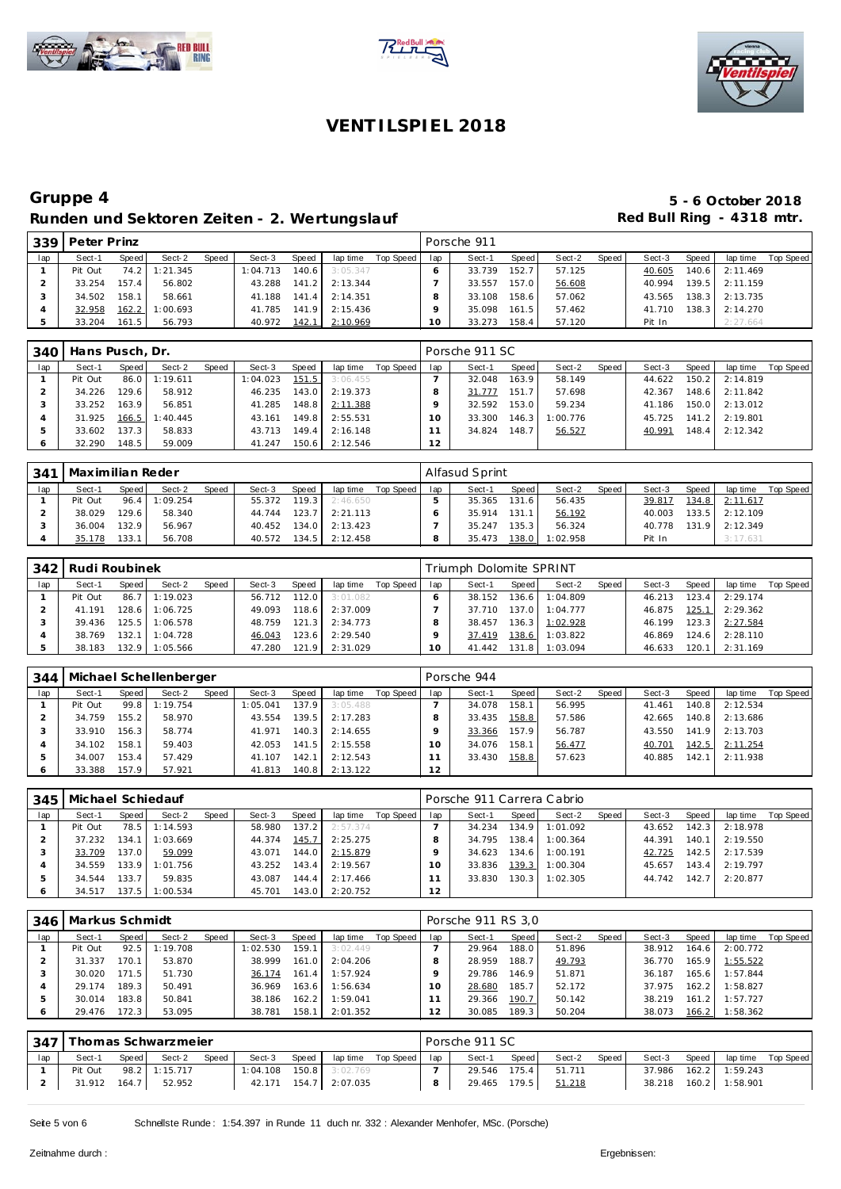# VENTILSPIEL 2018

## Gruppe 4

**5 - 6 October 2018**

**Runden und Sektoren Zeiten - 2. Wertungslauf**

**Red Bull Ring - 4318 mtr.**

| 339 | Peter Prinz | | | | | | | | | Porsche 911 | | | | | | | | | |
|---|---|---|---|---|---|---|---|---|---|---|---|---|---|---|---|---|---|---|---|
| lap | Sect-1 | Speed | Sect-2 | Speed | Sect-3 | Speed | lap time | Top Speed | lap | Sect-1 | Speed | Sect-2 | Speed | Sect-3 | Speed | lap time | Top Speed |
| 1 | Pit Out | 74.2 | 1:21.345 | | 1:04.713 | 140.6 | 3:05.347 | | 6 | 33.739 | 152.7 | 57.125 | | 40.605 | 140.6 | 2:11.469 | |
| 2 | 33.254 | 157.4 | 56.802 | | 43.288 | 141.2 | 2:13.344 | | 7 | 33.557 | 157.0 | 56.608 | | 40.994 | 139.5 | 2:11.159 | |
| 3 | 34.502 | 158.1 | 58.661 | | 41.188 | 141.4 | 2:14.351 | | 8 | 33.108 | 158.6 | 57.062 | | 43.565 | 138.3 | 2:13.735 | |
| 4 | 32.958 | 162.2 | 1:00.693 | | 41.785 | 141.9 | 2:15.436 | | 9 | 35.098 | 161.5 | 57.462 | | 41.710 | 138.3 | 2:14.270 | |
| 5 | 33.204 | 161.5 | 56.793 | | 40.972 | 142.1 | 2:10.969 | | 10 | 33.273 | 158.4 | 57.120 | | Pit In | | 2:27.664 | |

| 340 | Hans Pusch, Dr. | | | | | | | | | Porsche 911 SC | | | | | | | | | |
|---|---|---|---|---|---|---|---|---|---|---|---|---|---|---|---|---|---|---|---|
| lap | Sect-1 | Speed | Sect-2 | Speed | Sect-3 | Speed | lap time | Top Speed | lap | Sect-1 | Speed | Sect-2 | Speed | Sect-3 | Speed | lap time | Top Speed |
| 1 | Pit Out | 86.0 | 1:19.611 | | 1:04.023 | 151.5 | 3:06.455 | | 7 | 32.048 | 163.9 | 58.149 | | 44.622 | 150.2 | 2:14.819 | |
| 2 | 34.226 | 129.6 | 58.912 | | 46.235 | 143.0 | 2:19.373 | | 8 | 31.777 | 151.7 | 57.698 | | 42.367 | 148.6 | 2:11.842 | |
| 3 | 33.252 | 163.9 | 56.851 | | 41.285 | 148.8 | 2:11.388 | | 9 | 32.592 | 153.0 | 59.234 | | 41.186 | 150.0 | 2:13.012 | |
| 4 | 31.925 | 166.5 | 1:40.445 | | 43.161 | 149.8 | 2:55.531 | | 10 | 33.300 | 146.3 | 1:00.776 | | 45.725 | 141.2 | 2:19.801 | |
| 5 | 33.602 | 137.3 | 58.833 | | 43.713 | 149.4 | 2:16.148 | | 11 | 34.824 | 148.7 | 56.527 | | 40.991 | 148.4 | 2:12.342 | |
| 6 | 32.290 | 148.5 | 59.009 | | 41.247 | 150.6 | 2:12.546 | | 12 | | | | | | | | |

| 341 | Maximilian Reder | | | | | | | | | Alfasud Sprint | | | | | | | | | |
|---|---|---|---|---|---|---|---|---|---|---|---|---|---|---|---|---|---|---|---|
| lap | Sect-1 | Speed | Sect-2 | Speed | Sect-3 | Speed | lap time | Top Speed | lap | Sect-1 | Speed | Sect-2 | Speed | Sect-3 | Speed | lap time | Top Speed |
| 1 | Pit Out | 96.4 | 1:09.254 | | 55.372 | 119.3 | 2:46.650 | | 5 | 35.365 | 131.6 | 56.435 | | 39.817 | 134.8 | 2:11.617 | |
| 2 | 38.029 | 129.6 | 58.340 | | 44.744 | 123.7 | 2:21.113 | | 6 | 35.914 | 131.1 | 56.192 | | 40.003 | 133.5 | 2:12.109 | |
| 3 | 36.004 | 132.9 | 56.967 | | 40.452 | 134.0 | 2:13.423 | | 7 | 35.247 | 135.3 | 56.324 | | 40.778 | 131.9 | 2:12.349 | |
| 4 | 35.178 | 133.1 | 56.708 | | 40.572 | 134.5 | 2:12.458 | | 8 | 35.473 | 138.0 | 1:02.958 | | Pit In | | 3:17.631 | |

| 342 | Rudi Roubinek | | | | | | | | | Triumph Dolomite SPRINT | | | | | | | | | |
|---|---|---|---|---|---|---|---|---|---|---|---|---|---|---|---|---|---|---|---|
| lap | Sect-1 | Speed | Sect-2 | Speed | Sect-3 | Speed | lap time | Top Speed | lap | Sect-1 | Speed | Sect-2 | Speed | Sect-3 | Speed | lap time | Top Speed |
| 1 | Pit Out | 86.7 | 1:19.023 | | 56.712 | 112.0 | 3:01.082 | | 6 | 38.152 | 136.6 | 1:04.809 | | 46.213 | 123.4 | 2:29.174 | |
| 2 | 41.191 | 128.6 | 1:06.725 | | 49.093 | 118.6 | 2:37.009 | | 7 | 37.710 | 137.0 | 1:04.777 | | 46.875 | 125.1 | 2:29.362 | |
| 3 | 39.436 | 125.5 | 1:06.578 | | 48.759 | 121.3 | 2:34.773 | | 8 | 38.457 | 136.3 | 1:02.928 | | 46.199 | 123.3 | 2:27.584 | |
| 4 | 38.769 | 132.1 | 1:04.728 | | 46.043 | 123.6 | 2:29.540 | | 9 | 37.419 | 138.6 | 1:03.822 | | 46.869 | 124.6 | 2:28.110 | |
| 5 | 38.183 | 132.9 | 1:05.566 | | 47.280 | 121.9 | 2:31.029 | | 10 | 41.442 | 131.8 | 1:03.094 | | 46.633 | 120.1 | 2:31.169 | |

| 344 | Michael Schellenberger | | | | | | | | | Porsche 944 | | | | | | | | | |
|---|---|---|---|---|---|---|---|---|---|---|---|---|---|---|---|---|---|---|---|
| lap | Sect-1 | Speed | Sect-2 | Speed | Sect-3 | Speed | lap time | Top Speed | lap | Sect-1 | Speed | Sect-2 | Speed | Sect-3 | Speed | lap time | Top Speed |
| 1 | Pit Out | 99.8 | 1:19.754 | | 1:05.041 | 137.9 | 3:05.488 | | 7 | 34.078 | 158.1 | 56.995 | | 41.461 | 140.8 | 2:12.534 | |
| 2 | 34.759 | 155.2 | 58.970 | | 43.554 | 139.5 | 2:17.283 | | 8 | 33.435 | 158.8 | 57.586 | | 42.665 | 140.8 | 2:13.686 | |
| 3 | 33.910 | 156.3 | 58.774 | | 41.971 | 140.3 | 2:14.655 | | 9 | 33.366 | 157.9 | 56.787 | | 43.550 | 141.9 | 2:13.703 | |
| 4 | 34.102 | 158.1 | 59.403 | | 42.053 | 141.5 | 2:15.558 | | 10 | 34.076 | 158.1 | 56.477 | | 40.701 | 142.5 | 2:11.254 | |
| 5 | 34.007 | 153.4 | 57.429 | | 41.107 | 142.1 | 2:12.543 | | 11 | 33.430 | 158.8 | 57.623 | | 40.885 | 142.1 | 2:11.938 | |
| 6 | 33.388 | 157.9 | 57.921 | | 41.813 | 140.8 | 2:13.122 | | 12 | | | | | | | | |

| 345 | Michael Schiedauf | | | | | | | | | Porsche 911 Carrera Cabrio | | | | | | | | | |
|---|---|---|---|---|---|---|---|---|---|---|---|---|---|---|---|---|---|---|---|
| lap | Sect-1 | Speed | Sect-2 | Speed | Sect-3 | Speed | lap time | Top Speed | lap | Sect-1 | Speed | Sect-2 | Speed | Sect-3 | Speed | lap time | Top Speed |
| 1 | Pit Out | 78.5 | 1:14.593 | | 58.980 | 137.2 | 2:57.374 | | 7 | 34.234 | 134.9 | 1:01.092 | | 43.652 | 142.3 | 2:18.978 | |
| 2 | 37.232 | 134.1 | 1:03.669 | | 44.374 | 145.7 | 2:25.275 | | 8 | 34.795 | 138.4 | 1:00.364 | | 44.391 | 140.1 | 2:19.550 | |
| 3 | 33.709 | 137.0 | 59.099 | | 43.071 | 144.0 | 2:15.879 | | 9 | 34.623 | 134.6 | 1:00.191 | | 42.725 | 142.5 | 2:17.539 | |
| 4 | 34.559 | 133.9 | 1:01.756 | | 43.252 | 143.4 | 2:19.567 | | 10 | 33.836 | 139.3 | 1:00.304 | | 45.657 | 143.4 | 2:19.797 | |
| 5 | 34.544 | 133.7 | 59.835 | | 43.087 | 144.4 | 2:17.466 | | 11 | 33.830 | 130.3 | 1:02.305 | | 44.742 | 142.7 | 2:20.877 | |
| 6 | 34.517 | 137.5 | 1:00.534 | | 45.701 | 143.0 | 2:20.752 | | 12 | | | | | | | | |

| 346 | Markus Schmidt | | | | | | | | | Porsche 911 RS 3,0 | | | | | | | | | |
|---|---|---|---|---|---|---|---|---|---|---|---|---|---|---|---|---|---|---|---|
| lap | Sect-1 | Speed | Sect-2 | Speed | Sect-3 | Speed | lap time | Top Speed | lap | Sect-1 | Speed | Sect-2 | Speed | Sect-3 | Speed | lap time | Top Speed |
| 1 | Pit Out | 92.5 | 1:19.708 | | 1:02.530 | 159.1 | 3:02.449 | | 7 | 29.964 | 188.0 | 51.896 | | 38.912 | 164.6 | 2:00.772 | |
| 2 | 31.337 | 170.1 | 53.870 | | 38.999 | 161.0 | 2:04.206 | | 8 | 28.959 | 188.7 | 49.793 | | 36.770 | 165.9 | 1:55.522 | |
| 3 | 30.020 | 171.5 | 51.730 | | 36.174 | 161.4 | 1:57.924 | | 9 | 29.786 | 146.9 | 51.871 | | 36.187 | 165.6 | 1:57.844 | |
| 4 | 29.174 | 189.3 | 50.491 | | 36.969 | 163.6 | 1:56.634 | | 10 | 28.680 | 185.7 | 52.172 | | 37.975 | 162.2 | 1:58.827 | |
| 5 | 30.014 | 183.8 | 50.841 | | 38.186 | 162.2 | 1:59.041 | | 11 | 29.366 | 190.7 | 50.142 | | 38.219 | 161.2 | 1:57.727 | |
| 6 | 29.476 | 172.3 | 53.095 | | 38.781 | 158.1 | 2:01.352 | | 12 | 30.085 | 189.3 | 50.204 | | 38.073 | 166.2 | 1:58.362 | |

| 347 | Thomas Schwarzmeier | | | | | | | | | Porsche 911 SC | | | | | | | | | |
|---|---|---|---|---|---|---|---|---|---|---|---|---|---|---|---|---|---|---|---|
| lap | Sect-1 | Speed | Sect-2 | Speed | Sect-3 | Speed | lap time | Top Speed | lap | Sect-1 | Speed | Sect-2 | Speed | Sect-3 | Speed | lap time | Top Speed |
| 1 | Pit Out | 98.2 | 1:15.717 | | 1:04.108 | 150.8 | 3:02.769 | | 7 | 29.546 | 175.4 | 51.711 | | 37.986 | 162.2 | 1:59.243 | |
| 2 | 31.912 | 164.7 | 52.952 | | 42.171 | 154.7 | 2:07.035 | | 8 | 29.465 | 179.5 | 51.218 | | 38.218 | 160.2 | 1:58.901 | |

Schnellste Runde : 1:54.397 in Runde 11 duch nr. 332 : Alexander Menhofer, MSc. (Porsche)

Zeitnahme durch :

Ergebnissen: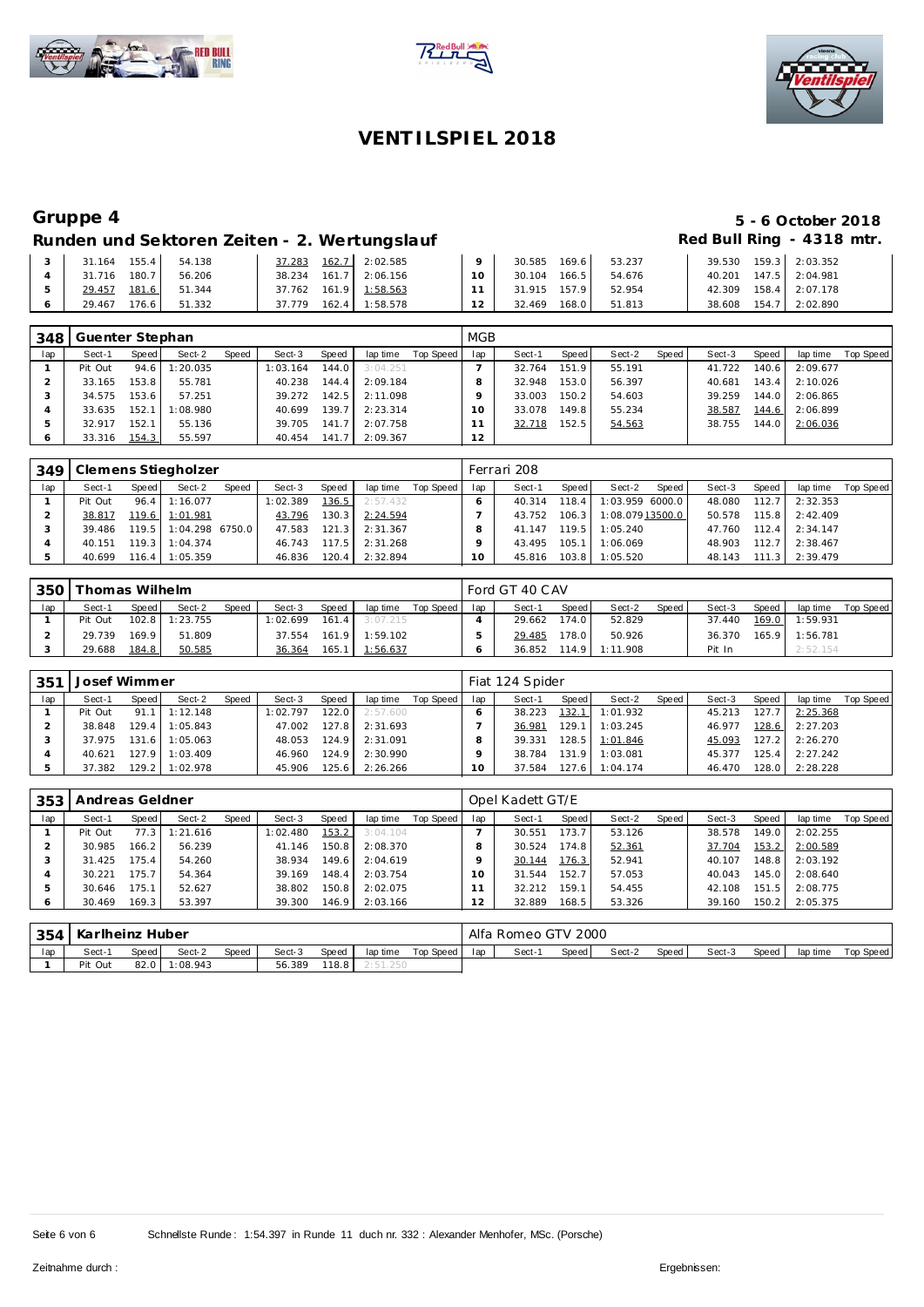# VENTILSPIEL 2018

## Gruppe 4

**5 - 6 October 2018**

### Runden und Sektoren Zeiten - 2. Wertungslauf

**Red Bull Ring - 4318 mtr.**

| lap | Sect-1 | Speed | Sect-2 | Speed | Sect-3 | Speed | lap time | Top Speed | lap | Sect-1 | Speed | Sect-2 | Speed | Sect-3 | Speed | lap time | Top Speed |
|---|---|---|---|---|---|---|---|---|---|---|---|---|---|---|---|---|---|
| 3 | 31.164 | 155.4 | 54.138 | | 37.283 | 162.7 | 2:02.585 | | 9 | 30.585 | 169.6 | 53.237 | | 39.530 | 159.3 | 2:03.352 | |
| 4 | 31.716 | 180.7 | 56.206 | | 38.234 | 161.7 | 2:06.156 | | 10 | 30.104 | 166.5 | 54.676 | | 40.201 | 147.5 | 2:04.981 | |
| 5 | 29.457 | 181.6 | 51.344 | | 37.762 | 161.9 | 1:58.563 | | 11 | 31.915 | 157.9 | 52.954 | | 42.309 | 158.4 | 2:07.178 | |
| 6 | 29.467 | 176.6 | 51.332 | | 37.779 | 162.4 | 1:58.578 | | 12 | 32.469 | 168.0 | 51.813 | | 38.608 | 154.7 | 2:02.890 | |

**348 Guenter Stephan** — MGB

| lap | Sect-1 | Speed | Sect-2 | Speed | Sect-3 | Speed | lap time | Top Speed | lap | Sect-1 | Speed | Sect-2 | Speed | Sect-3 | Speed | lap time | Top Speed |
|---|---|---|---|---|---|---|---|---|---|---|---|---|---|---|---|---|---|
| 1 | Pit Out | 94.6 | 1:20.035 | | 1:03.164 | 144.0 | 3:04.251 | | 7 | 32.764 | 151.9 | 55.191 | | 41.722 | 140.6 | 2:09.677 | |
| 2 | 33.165 | 153.8 | 55.781 | | 40.238 | 144.4 | 2:09.184 | | 8 | 32.948 | 153.0 | 56.397 | | 40.681 | 143.4 | 2:10.026 | |
| 3 | 34.575 | 153.6 | 57.251 | | 39.272 | 142.5 | 2:11.098 | | 9 | 33.003 | 150.2 | 54.603 | | 39.259 | 144.0 | 2:06.865 | |
| 4 | 33.635 | 152.1 | 1:08.980 | | 40.699 | 139.7 | 2:23.314 | | 10 | 33.078 | 149.8 | 55.234 | | 38.587 | 144.6 | 2:06.899 | |
| 5 | 32.917 | 152.1 | 55.136 | | 39.705 | 141.7 | 2:07.758 | | 11 | 32.718 | 152.5 | 54.563 | | 38.755 | 144.0 | 2:06.036 | |
| 6 | 33.316 | 154.3 | 55.597 | | 40.454 | 141.7 | 2:09.367 | | 12 | | | | | | | | |

**349 Clemens Stiegholzer** — Ferrari 208

| lap | Sect-1 | Speed | Sect-2 | Speed | Sect-3 | Speed | lap time | Top Speed | lap | Sect-1 | Speed | Sect-2 | Speed | Sect-3 | Speed | lap time | Top Speed |
|---|---|---|---|---|---|---|---|---|---|---|---|---|---|---|---|---|---|
| 1 | Pit Out | 96.4 | 1:16.077 | | 1:02.389 | 136.5 | 2:57.432 | | 6 | 40.314 | 118.4 | 1:03.959 | 6000.0 | 48.080 | 112.7 | 2:32.353 | |
| 2 | 38.817 | 119.6 | 1:01.981 | | 43.796 | 130.3 | 2:24.594 | | 7 | 43.752 | 106.3 | 1:08.079 | 13500.0 | 50.578 | 115.8 | 2:42.409 | |
| 3 | 39.486 | 119.5 | 1:04.298 | 6750.0 | 47.583 | 121.3 | 2:31.367 | | 8 | 41.147 | 119.5 | 1:05.240 | | 47.760 | 112.4 | 2:34.147 | |
| 4 | 40.151 | 119.3 | 1:04.374 | | 46.743 | 117.5 | 2:31.268 | | 9 | 43.495 | 105.1 | 1:06.069 | | 48.903 | 112.7 | 2:38.467 | |
| 5 | 40.699 | 116.4 | 1:05.359 | | 46.836 | 120.4 | 2:32.894 | | 10 | 45.816 | 103.8 | 1:05.520 | | 48.143 | 111.3 | 2:39.479 | |

**350 Thomas Wilhelm** — Ford GT 40 CAV

| lap | Sect-1 | Speed | Sect-2 | Speed | Sect-3 | Speed | lap time | Top Speed | lap | Sect-1 | Speed | Sect-2 | Speed | Sect-3 | Speed | lap time | Top Speed |
|---|---|---|---|---|---|---|---|---|---|---|---|---|---|---|---|---|---|
| 1 | Pit Out | 102.8 | 1:23.755 | | 1:02.699 | 161.4 | 3:07.215 | | 4 | 29.662 | 174.0 | 52.829 | | 37.440 | 169.0 | 1:59.931 | |
| 2 | 29.739 | 169.9 | 51.809 | | 37.554 | 161.9 | 1:59.102 | | 5 | 29.485 | 178.0 | 50.926 | | 36.370 | 165.9 | 1:56.781 | |
| 3 | 29.688 | 184.8 | 50.585 | | 36.364 | 165.1 | 1:56.637 | | 6 | 36.852 | 114.9 | 1:11.908 | | Pit In | | 2:52.154 | |

**351 Josef Wimmer** — Fiat 124 Spider

| lap | Sect-1 | Speed | Sect-2 | Speed | Sect-3 | Speed | lap time | Top Speed | lap | Sect-1 | Speed | Sect-2 | Speed | Sect-3 | Speed | lap time | Top Speed |
|---|---|---|---|---|---|---|---|---|---|---|---|---|---|---|---|---|---|
| 1 | Pit Out | 91.1 | 1:12.148 | | 1:02.797 | 122.0 | 2:57.600 | | 6 | 38.223 | 132.1 | 1:01.932 | | 45.213 | 127.7 | 2:25.368 | |
| 2 | 38.848 | 129.4 | 1:05.843 | | 47.002 | 127.8 | 2:31.693 | | 7 | 36.981 | 129.1 | 1:03.245 | | 46.977 | 128.6 | 2:27.203 | |
| 3 | 37.975 | 131.6 | 1:05.063 | | 48.053 | 124.9 | 2:31.091 | | 8 | 39.331 | 128.5 | 1:01.846 | | 45.093 | 127.2 | 2:26.270 | |
| 4 | 40.621 | 127.9 | 1:03.409 | | 46.960 | 124.9 | 2:30.990 | | 9 | 38.784 | 131.9 | 1:03.081 | | 45.377 | 125.4 | 2:27.242 | |
| 5 | 37.382 | 129.2 | 1:02.978 | | 45.906 | 125.6 | 2:26.266 | | 10 | 37.584 | 127.6 | 1:04.174 | | 46.470 | 128.0 | 2:28.228 | |

**353 Andreas Geldner** — Opel Kadett GT/E

| lap | Sect-1 | Speed | Sect-2 | Speed | Sect-3 | Speed | lap time | Top Speed | lap | Sect-1 | Speed | Sect-2 | Speed | Sect-3 | Speed | lap time | Top Speed |
|---|---|---|---|---|---|---|---|---|---|---|---|---|---|---|---|---|---|
| 1 | Pit Out | 77.3 | 1:21.616 | | 1:02.480 | 153.2 | 3:04.104 | | 7 | 30.551 | 173.7 | 53.126 | | 38.578 | 149.0 | 2:02.255 | |
| 2 | 30.985 | 166.2 | 56.239 | | 41.146 | 150.8 | 2:08.370 | | 8 | 30.524 | 174.8 | 52.361 | | 37.704 | 153.2 | 2:00.589 | |
| 3 | 31.425 | 175.4 | 54.260 | | 38.934 | 149.6 | 2:04.619 | | 9 | 30.144 | 176.3 | 52.941 | | 40.107 | 148.8 | 2:03.192 | |
| 4 | 30.221 | 175.7 | 54.364 | | 39.169 | 148.4 | 2:03.754 | | 10 | 31.544 | 152.7 | 57.053 | | 40.043 | 145.0 | 2:08.640 | |
| 5 | 30.646 | 175.1 | 52.627 | | 38.802 | 150.8 | 2:02.075 | | 11 | 32.212 | 159.1 | 54.455 | | 42.108 | 151.5 | 2:08.775 | |
| 6 | 30.469 | 169.3 | 53.397 | | 39.300 | 146.9 | 2:03.166 | | 12 | 32.889 | 168.5 | 53.326 | | 39.160 | 150.2 | 2:05.375 | |

**354 Karlheinz Huber** — Alfa Romeo GTV 2000

| lap | Sect-1 | Speed | Sect-2 | Speed | Sect-3 | Speed | lap time | Top Speed | lap | Sect-1 | Speed | Sect-2 | Speed | Sect-3 | Speed | lap time | Top Speed |
|---|---|---|---|---|---|---|---|---|---|---|---|---|---|---|---|---|---|
| 1 | Pit Out | 82.0 | 1:08.943 | | 56.389 | 118.8 | 2:51.250 | | | | | | | | | | |

Schnellste Runde : 1:54.397 in Runde 11 duch nr. 332 : Alexander Menhofer, MSc. (Porsche)

Zeitnahme durch :

Ergebnissen: